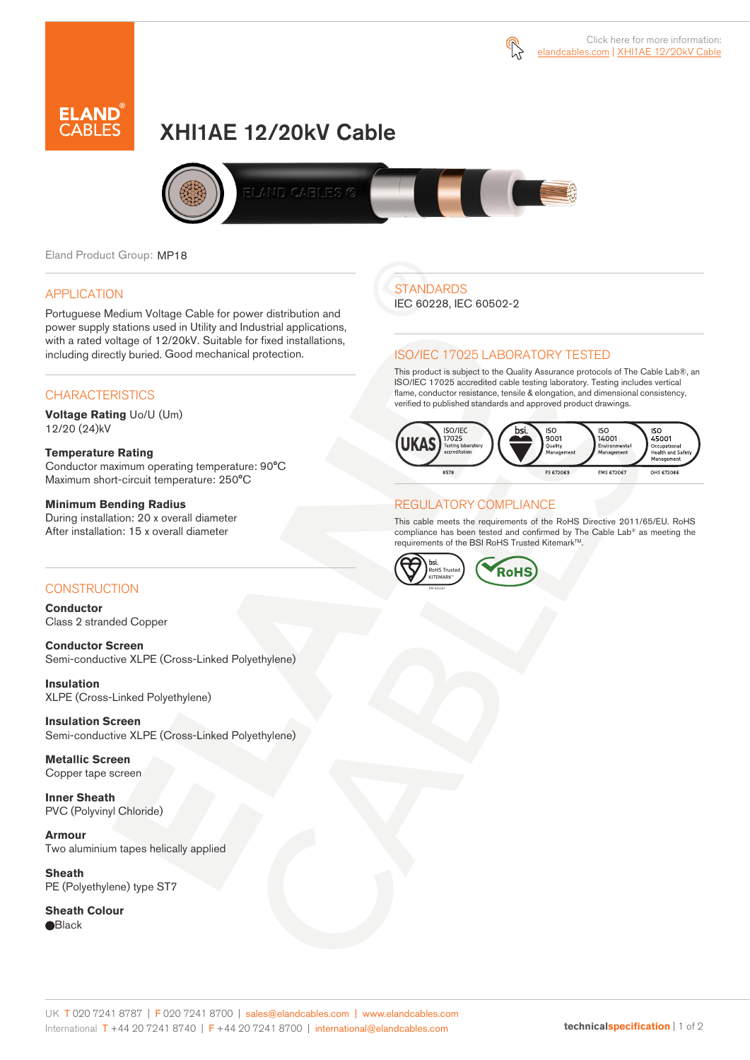Click here for more information: elandcables.com | XHI1AE 12/20kV Cable

# XHI1AE 12/20kV Cable

Eland Product Group: MP18

## APPLICATION

Portuguese Medium Voltage Cable for power distribution and power supply stations used in Utility and Industrial applications, with a rated voltage of 12/20kV. Suitable for fixed installations, including directly buried. Good mechanical protection.

## CHARACTERISTICS

**Voltage Rating** Uo/U (Um)
12/20 (24)kV

**Temperature Rating**
Conductor maximum operating temperature: 90°C
Maximum short-circuit temperature: 250°C

**Minimum Bending Radius**
During installation: 20 x overall diameter
After installation: 15 x overall diameter

## CONSTRUCTION

**Conductor**
Class 2 stranded Copper

**Conductor Screen**
Semi-conductive XLPE (Cross-Linked Polyethylene)

**Insulation**
XLPE (Cross-Linked Polyethylene)

**Insulation Screen**
Semi-conductive XLPE (Cross-Linked Polyethylene)

**Metallic Screen**
Copper tape screen

**Inner Sheath**
PVC (Polyvinyl Chloride)

**Armour**
Two aluminium tapes helically applied

**Sheath**
PE (Polyethylene) type ST7

**Sheath Colour**
Black

## STANDARDS

IEC 60228, IEC 60502-2

## ISO/IEC 17025 LABORATORY TESTED

This product is subject to the Quality Assurance protocols of The Cable Lab®, an ISO/IEC 17025 accredited cable testing laboratory. Testing includes vertical flame, conductor resistance, tensile & elongation, and dimensional consistency, verified to published standards and approved product drawings.

UKAS ISO/IEC 17025 Testing laboratory accreditation 8578 | bsi. ISO 9001 Quality Management FS 672069 | ISO 14001 Environmental Management EMS 672067 | ISO 45001 Occupational Health and Safety Management OHS 672066

## REGULATORY COMPLIANCE

This cable meets the requirements of the RoHS Directive 2011/65/EU. RoHS compliance has been tested and confirmed by The Cable Lab® as meeting the requirements of the BSI RoHS Trusted Kitemark™.

bsi. RoHS Trusted KITEMARK™ | RoHS

UK T 020 7241 8787 | F 020 7241 8700 | sales@elandcables.com | www.elandcables.com
International T +44 20 7241 8740 | F +44 20 7241 8700 | international@elandcables.com

technicalspecification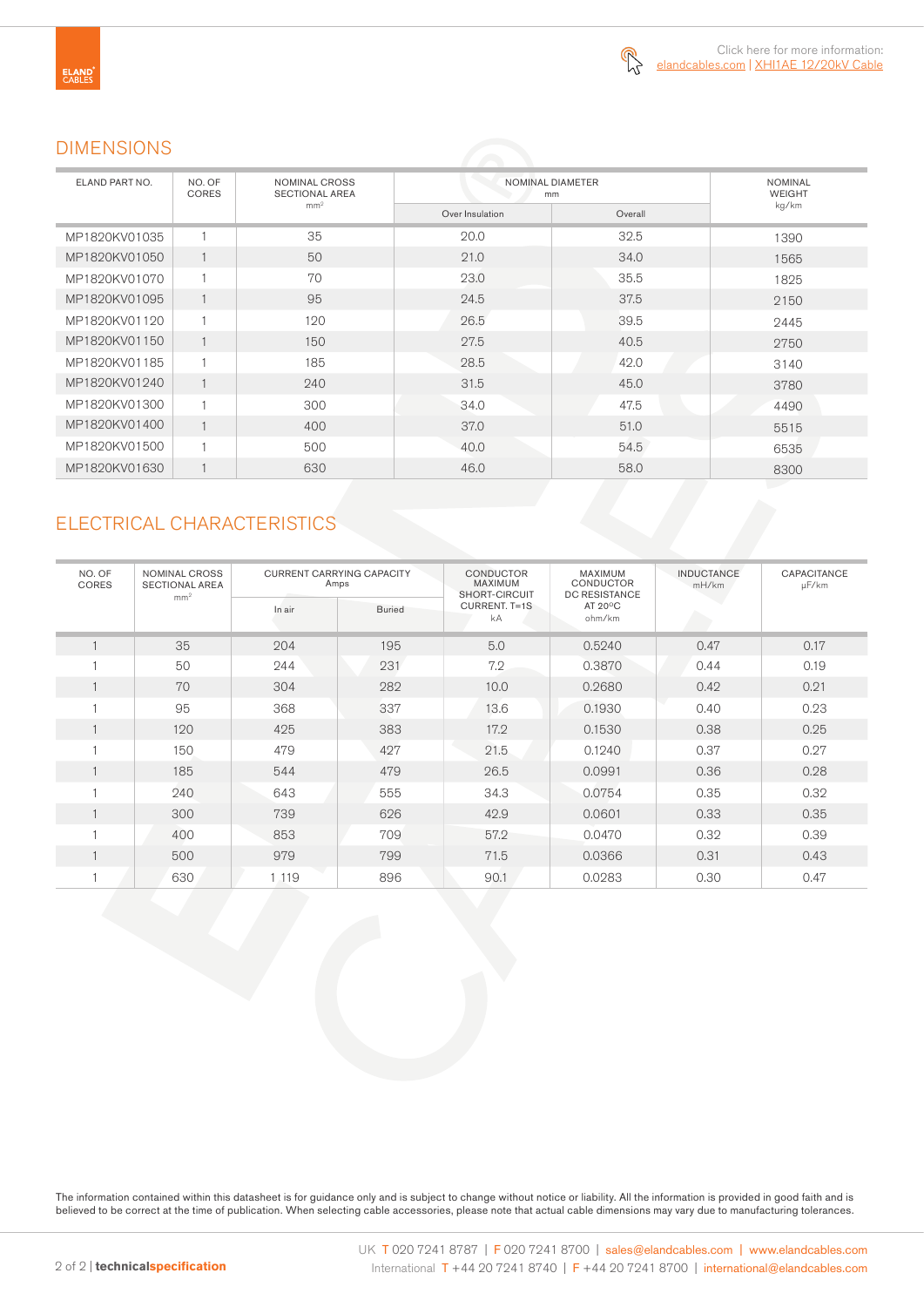Click here for more information: elandcables.com | XHI1AE 12/20kV Cable

## DIMENSIONS

| ELAND PART NO. | NO. OF CORES | NOMINAL CROSS SECTIONAL AREA mm² | NOMINAL DIAMETER mm | | NOMINAL WEIGHT kg/km |
|---|---|---|---|---|---|
| | | | Over Insulation | Overall | |
| MP1820KV01035 | 1 | 35 | 20.0 | 32.5 | 1390 |
| MP1820KV01050 | 1 | 50 | 21.0 | 34.0 | 1565 |
| MP1820KV01070 | 1 | 70 | 23.0 | 35.5 | 1825 |
| MP1820KV01095 | 1 | 95 | 24.5 | 37.5 | 2150 |
| MP1820KV01120 | 1 | 120 | 26.5 | 39.5 | 2445 |
| MP1820KV01150 | 1 | 150 | 27.5 | 40.5 | 2750 |
| MP1820KV01185 | 1 | 185 | 28.5 | 42.0 | 3140 |
| MP1820KV01240 | 1 | 240 | 31.5 | 45.0 | 3780 |
| MP1820KV01300 | 1 | 300 | 34.0 | 47.5 | 4490 |
| MP1820KV01400 | 1 | 400 | 37.0 | 51.0 | 5515 |
| MP1820KV01500 | 1 | 500 | 40.0 | 54.5 | 6535 |
| MP1820KV01630 | 1 | 630 | 46.0 | 58.0 | 8300 |

## ELECTRICAL CHARACTERISTICS

| NO. OF CORES | NOMINAL CROSS SECTIONAL AREA mm² | CURRENT CARRYING CAPACITY Amps | | CONDUCTOR MAXIMUM SHORT-CIRCUIT CURRENT. T=1S kA | MAXIMUM CONDUCTOR DC RESISTANCE AT 20ºC ohm/km | INDUCTANCE mH/km | CAPACITANCE µF/km |
|---|---|---|---|---|---|---|---|
| | | In air | Buried | | | | |
| 1 | 35 | 204 | 195 | 5.0 | 0.5240 | 0.47 | 0.17 |
| 1 | 50 | 244 | 231 | 7.2 | 0.3870 | 0.44 | 0.19 |
| 1 | 70 | 304 | 282 | 10.0 | 0.2680 | 0.42 | 0.21 |
| 1 | 95 | 368 | 337 | 13.6 | 0.1930 | 0.40 | 0.23 |
| 1 | 120 | 425 | 383 | 17.2 | 0.1530 | 0.38 | 0.25 |
| 1 | 150 | 479 | 427 | 21.5 | 0.1240 | 0.37 | 0.27 |
| 1 | 185 | 544 | 479 | 26.5 | 0.0991 | 0.36 | 0.28 |
| 1 | 240 | 643 | 555 | 34.3 | 0.0754 | 0.35 | 0.32 |
| 1 | 300 | 739 | 626 | 42.9 | 0.0601 | 0.33 | 0.35 |
| 1 | 400 | 853 | 709 | 57.2 | 0.0470 | 0.32 | 0.39 |
| 1 | 500 | 979 | 799 | 71.5 | 0.0366 | 0.31 | 0.43 |
| 1 | 630 | 1 119 | 896 | 90.1 | 0.0283 | 0.30 | 0.47 |

The information contained within this datasheet is for guidance only and is subject to change without notice or liability. All the information is provided in good faith and is believed to be correct at the time of publication. When selecting cable accessories, please note that actual cable dimensions may vary due to manufacturing tolerances.

UK T 020 7241 8787 | F 020 7241 8700 | sales@elandcables.com | www.elandcables.com
International T +44 20 7241 8740 | F +44 20 7241 8700 | international@elandcables.com